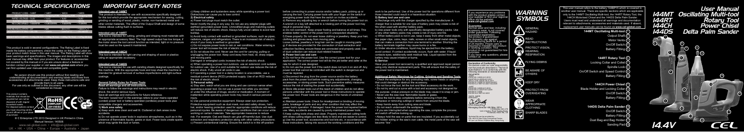# TECHNICAL SPECIFICATIONS

| PRODUCT CODE • 144MT | • 144RT | • 144CH | • 144DS |
|---|---|---|---|
| RATED VOLTAGE • 14.4V | • 14.4V | • 14.4V | • 14.4V |
| NO LOAD SPEED • 15000RPM | • 5,000-25,000RPM | • 15000RPM | • 11000RPM |

This product is sold in several configurations. The Rating Label is fixed inside the battery compartment, check the codes on the Rating Label on your product match those in this user manual. The Rating Label will show basic warnings and specifications. The images and descriptions in this user manual may differ from your product. Features or accessories not covered by this manual or if you are unsure about a feature or function contact your supplier or visit **www.cel-global.com** where you can find updated user manuals and compatible parts.

No person should use this product without first reading and understanding all documentation and warning labels and those from accessories and attachments used. Keep these instructions safe and provide them to any other user.

For use only as outlined in this document, any other use will be considered as misuse.

This product contains materials that should be recycled but can not be disposed of with regular household waste. For disposal options contact your local government office, council offices or your place of purchase.

© C Enterprise LTD 2013 Designed in UK Printed in China
Manual Version: 140508
www.cel-global.com • info@cel-global.com
UK • HK • USA • China • Europe • Australia • Japan

# IMPORTANT SAFETY NOTES

### Intended use of 144MT

This product is intended for use with accessories specifically designed for this tool which provide the appropriate mechanism for sawing, cutting, sanding and scraping wood, plaster, plastic, ceramic tiles, metal and other similar materials. The offset of the Output Shaft and design of some blades allows cutting flush to surfaces.

### Intended use of 144RT

This tool is intended for cutting, grinding and shaping most materials with an appropriate accessory fitted. The high speed output has low torque, if the motor slows the tool cannot function as intended, light or no pressure must be used so the speed is maintained.

### Intended use of 144CH

This tool is intended for light carving and shaping of wood or plastics using an appropriate accessory.

### Intended use of 144DS

This tool is intended for use with sanding sheets designed specifically for this machine. With the appropriate hook and loop sheet the machine is suitable for general sanding of vertical surfaces for imperfections and light surface coatings.

### General Safety Rules for Power Tools

**Read all warnings and all instructions.**

Failure to follow the warnings and instructions may result in electric shock, fire and/or serious injury.

Save all warnings and instructions for future reference.

The term "power tool" in the warnings refers to your mains-operated (corded) power tool or battery-operated (cordless) power tools plus their attachments and accessories.

**1) Work area safety**

a) Keep work area clean and well lit. Cluttered or dark areas invite accidents.

b) Do not operate power tools in explosive atmospheres, such as in the presence of flammable liquids, gases or dust. Power tools create sparks which may ignite the dust or fumes.

c) Keep children and bystanders away while operating a power tool. Distractions can cause you to lose control.

**2) Electrical safety**

a) Power tool plugs must match the outlet.

Never modify the plug in any way. Do not use any adapter plugs with earthed (grounded) power tools. Unmodified plugs and matching outlets will reduce risk of electric shock. Always fully uncoil cables to avoid heat buildup.

b) Avoid body contact with earthed or grounded surfaces, such as pipes, radiators, ranges and refrigerators. There is an increased risk of electric shock if your body is earthed or grounded.

c) Do not expose power tools to rain or wet conditions. Water entering a power tool will increase the risk of electric shock.

d) Do not abuse the cord. Never use the cord for carrying, pulling or unplugging the power tool. Keep cord away from heat, oil, sharp edges and moving parts.

Damaged or entangled cords increase the risk of electric shock.

e) When operating a power tool outdoors, use an extension cord suitable for outdoor use. Use of a cord suitable for outdoor use reduces the risk of electric shock. Fully uncoil all cords in use.

f) If operating a power tool in a damp location is unavoidable, use a residual current device (RCD) protected supply. Use of an RCD reduces the risk of electric shock.

**3) Personal safety**

a) Stay alert, watch what you are doing and use common sense when operating a power tool. Do not use a power tool while you are tired or under the influence of drugs, alcohol or medication. A moment of inattention while operating power tools may result in serious personal injury.

b) Use personal protective equipment. Always wear eye protection. Protective equipment such as dust mask, non-skid safety shoes, hard hat, and/or hearing protection used for appropriate conditions will reduce personal injuries. Be aware of dangerous conditions that can occur when working on certain materials. Take appropriate measures to reduce risk. For example Oak and Beech can give off harmful dust. Use dust extraction and respiratory protection along with other safety precautions.

c) Prevent unintentional starting. Ensure the switch is in the off-position before connecting to power source and/or battery pack, picking up or carrying the tool. Carrying power tools with your finger on the switch or energising power tools that have the switch on invites accidents.

d) Remove any adjusting key or wrench before turning the power tool on. A wrench or a key left attached to a rotating part of the power tool may result in personal injury.

e) Do not overreach. Keep proper footing and balance at all times. This enables better control of the power tool in unexpected situations.

f) Dress properly. Do not wear loose clothing or jewellery. Keep your hair, clothing and gloves away from moving parts.

Loose clothes, jewellery or long hair can be caught in moving parts.

g) If devices are provided for the connection of dust extraction and collection facilities, ensure these are connected and properly used. Use of dust collection can reduce dust-related hazards.

**4) Power tool use and care**

a) Do not force the power tool. Use the correct power tool for your application. The correct power tool will do the job better and safer at the rate for which it was designed.

b) Do not use the power tool if the switch does not turn it on and off. Any power tool that cannot be controlled with the switch is dangerous and must be repaired.

c) Disconnect the plug from the power source and/or the battery pack from the power tool before making any adjustments, changing accessories, or storing power tools. Such preventive safety measures reduce the risk of starting the power tool accidentally.

d) Store idle power tools out of the reach of children and do not allow persons unfamiliar with the power tool or these instructions to operate the power tool. Power tools are dangerous in the hands of untrained users.

e) Maintain power tools. Check for misalignment or binding of moving parts, breakage of parts and any other condition that may affect the power tool's operation. If damaged, have the power tool repaired before use. Many accidents are caused by poorly maintained power tools.

f) Keep cutting tools sharp and clean. Properly maintained cutting tools with sharp cutting edges are less likely to bind and are easier to control.

g) Use the power tool, accessories and tool bits etc. in accordance with these instructions, taking into account the working conditions and the work to be performed. Use of the power tool for operations different from those intended could result in a hazardous situation.

**5) Battery tool use and care**

a) Recharge only with the charger specified by the manufacturer. A charger that is suitable for one type of battery pack may create a risk of fire when used with another battery pack.

b) Use power tools only with specifically designated battery packs. Use of any other battery packs may create a risk of injury and fire.

c) When battery pack is not in use, keep it away from other metal objects, like paper clips, coins, keys, nails, screws or other small metal objects, that can make a connection from one terminal to another. Shorting the battery terminals together may cause burns or a fire.

d) Under abusive conditions, liquid may be ejected from the battery; avoid contact. If contact accidentally occurs, flush with water. If liquid contacts eyes, additionally seek medical help. Liquid ejected from the battery may cause irritation or burns.

**6) Service**

Have your power tool serviced by a qualified and approved repair person using only identical replacement parts. This will ensure that the safety of the power tool is maintained.

### Additional Safety Warnings for Cutting, Grinding and Sanding Tools

- Check the workpiece for any protruding nails, screw heads or anything that could damage or obstruct the accessory.
- Do not force the tool, let the tool and fitted accessory do the work.
- Do not try and cut a curve with a tool and accessory not designed for this purpose. Undue pressure on the blade may cause it to snap or jam.
- Never use the saw near flammable liquids or gases.
- Allow the tool to stop completely before removing it from the workpiece or removing cuttings or debris from around the blade.
- Keep hands away from the cutting area and blade.
- Do not reach underneath the workpiece.
- If you are interrupted when operating the saw, complete the process and switch off before looking up.
- Always hold the saw on parts that are insulated. If you accidentally cut into hidden wiring or the saw's own cable, the metal parts of the saw will become "live".

If you experience any problems with the product please contact your supplier or find your regional contact information at **www.cel-global.com**

**Guarantee**: Wear and tear, including accessory wear is not covered under guarantee. You should keep your receipt as proof of the product's guarantee for domestic use applied manufacturing faults for a period of 24 months. Proper care is required to maintain the product in working condition. This product is not guaranteed for hire purposes.

If you have any questions, please contact us.

**Declaration of Conformity**

We declare under our sole responsibility that this product described under "Technical Specifications" is in conformity with the following standards or standardization documents:

EN 55014-1:2006+A1:2009
EN 55014-2:1997+A1:2001+A2:2008
EN 61000-3-2:2006+A1:2009+A2:2009
EN 61000-3-3:2008
EN 60745-1:2009
EN 60745-2-3:2011
EN 60745-2-4:2009
EN 60745-2-11:2010

Managing Director, 06 May, 2014
C Enterprise (HK) LTD
Technical file can be obtained from: CEL-HK 512 Nan Fung Commercial Centre, 19 Lam Lok Street, Kowloon Bay, Hong Kong

# WARNING SYMBOLS

- GENERAL HAZARD
- READ INSTRUCTIONS
- PROTECT VISION, HEARING, RESPIRATION
- FLYING DEBRIS
- BE AWARE OF OTHERS
- KEEP DRY
- PROTECT FROM OVERHEATING
- WEAR APPROPRIATE CLOTHING
- SHARP BLADES

This user manual refers to the battery 144BP15 which is covered in another user manual. There are specific sections which are applicable only to the 144MT Oscillating Multi-tool, the 144RT Rotary Tool, the 144CH Mounted Chisel and the 144DS Delta Palm Sander. Users must read and follow instructions, warnings and information relevant to attachments, accessories and materials used. If absent, replacement user manuals can be found via **www.cel-global.com**

# User Manual

**144MT** Oscillating Multi-tool
**144RT** Rotary Tool
**144CH** Power Chisel
**144DS** Delta Palm Sander

**144MT Oscillating Multi-tool**
- Output Shaft (1)
- Motor Vents (2)
- On/Off Switch (3)
- Battery Fitting (4)

**144RT Rotary Tool**
- Locking Collar and Collet (5)
- Spindle Lock (6)
- On/Off Switch and Speed Control (7)
- Battery Fitting (8)

**144CH Power Chisel**
- Blade Holder and Locking Collar (9)
- On/Off Switch (10)
- Battery Fitting (11)

**144DS Delta Palm Sander**
- On/Off Switch (12)
- Battery Fitting (13)
- Dust Bag and Bag Holder (14)
- Sanding Pad (15)

14.4V CEL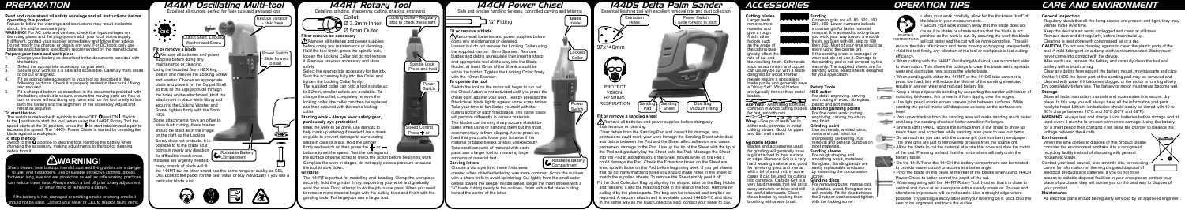# PREPARATION

**Read and understand all safety warnings and all instructions before operating this product.**

Failure to follow the warnings and instructions may result in electric shock, fire and/or serious injury.

Important: For AC tools and devices: check that input voltages on the rating plates and the plug types match your local mains supply. If different, contact your supplier immediately and follow their advice. Do not modify the charger or plug in any way. For DC tools: only use batteries and chargers specifically recommended by the manufacturer.

**Prepare your tools and device:**

1. Charge your battery as described in the documents provided with the battery.
2. Select the appropriate accessory for your work.
3. Secure your work so it is safe and accessible. Carefully mark areas to be cut or aligned.
4. Fit an appropriate accessory to your tool as described in the following sections. Check it is properly seated in the chuck / fixing and secured.
5. Fit a charged battery as described in the documents provided with the battery, check it is secure, ensure the moving parts are free to turn or move without doing any harm and run the tool briefly to test both the battery and the alignment of the accessory. Adjust and reseat as required.

**To start the tool**

The switch is marked with symbols to show OFF ⏻ and ON I. Switch to the I position to start the tool, when using the 144RT Rotary Tool the speed starts at the 00 position, press the + to start rotation and again to increase the speed. The 144CH Power Chisel is started by pressing the blade against a workpiece.

**To stop the tool**

Switch to the ⏻ position to stop the tool. Remove the battery when changing the accessory, making adjustments to the tool or cleaning debris from it.

## ⚠WARNING!

Sharp blades, heat buildup, harmful dust and flying debris are a danger to user and bystanders. Use of suitable protective clothing, gloves, footwear, long eye and ear protection as well as safe working practices can reduce these risks. Always switch a tool off prior to any adjustment or when fitting or removing a battery.

If the battery is hot, damaged or emitting smoke or strong smells it should not be used. Contact your seller or CEL to replace faulty items.

# I44MT Oscillating Multi-tool

Excellent all rounder, perfect for flush cuts and awkward jobs

Output Shaft, Locking Washer and Screw

Reduce vibration - Hold here

Power Switch - Slide forward to start

**Fit or remove a blade**

⚠Remove all batteries and power supplies before doing any maintenance or cleaning.

Using the included 5mm HEX key, loosen and remove the Locking Screw and washer. Choose an appropriate blade and place it on the Output Shaft so that all the lugs protrude through the holes on the attachment. Hold the attachment in place while fitting and securing the Locking Washer and Screw, tighten firmly with the 5mm HEX key.

Some attachments have an offset to allow flush cutting, these blades should be fitted as in the image on the right for a flush cut. Some blades do not protrude, it is possible to fit the blade so it protrudes in nearly any direction for difficult to reach areas. If blades are urgently needed, many brands of blade will fit the I44MT but no other brand has the same range or quality as CEL OIS. Look for the packs for the best value or buy individually if you use a particular blade a lot.

Rotatable Battery Compartment

# I44RT Rotary Tool

Detailing, grinding, sharpening, cutting, shaping, engraving

Collet Ø 3.2mm Inner Ø 3mm Outer

Locking Collar - Regularly stop to check this is tight

**Fit or remove an accessory**

⚠Remove all batteries and power supplies before doing any maintenance or cleaning. Hold the front firmly, press the spindle lock, loosen the Locking Collar but do not remove it. Remove previous accessory and store safely.

Select the appropriate accessory for the job. Seat the accessory fully into the Collet and tighten the Locking Collar firmly.

The supplied collet can hold a tool spindle up to 3.2mm, smaller collets are available. To change the collet, completely remove the locking collar, the collet can then be replaced and then secured with the same locking collar.

Spindle Lock - Press and hold

Power Switch

Speed Control - Press ⊕ or ⊖

**Starting work - Always wear safety gear, particularly eye protection!**

Mark the work to be done, use stencils to help mark up lettering if needed. Use a mask or guide to prevent damage to surrounding areas in case of a slip. Hold the grinder firmly and switch on then press the ⊕ or ⊖ buttons to set the speed. Test the tool against the surface of some scrap to check the action before beginning work. Complete the work in stages, do not apply excess pressure or cause the tool to slow down.

**Grinding**

The I44RT is perfect for modelling and detailing. Clamp the workpiece securely, hold the grinder firmly, supporting your wrist and gradually work the area. Don't attempt to do the job in one pass. When you need to remove more material begin with the cutting tools and finish with the grinding tools. For large jobs use a larger tool.

Rotatable Battery Compartment

# I44CH Power Chisel

Safe and precise handling for easy, controlled carving and lettering

¼" Fitting

Slide forward to start

Blade Holder

Locking Collar

Power Switch

**Fit or remove a blade**

⚠Remove all batteries and power supplies before doing any maintenance or cleaning.

Loosen but do not remove the Locking Collar using the supplied narrow 10mm Spanner. Remove blades and debris as required then insert a sharp and appropriate tool all the way into the Blade Holder, at least 15mm of the Shank should be within the holder. Tighten the Locking Collar firmly with the 10mm Spanner.

**To operate the tool**

Switch the tool on the motor will begin to run but the Chisel Action is not activated until you press the chisel point against your work. Test by pressing the fitted chisel blade lightly against some scrap timber. Take your time to familiarise yourself with the cutting action of each fitted blade. The same blade will perform differently in various materials.

The blades can be very sharp so care should be taken when using or handling them but the most common injury is from slipping. Never press so hard that you could lose your balance if the material suddenly gives or slips unexpectedly. Take small amounts of material with each pass, use a larger tool for removing large amounts of material fast.

**Carving letters**

Choose a old style font, these fonts were created when chiseled lettering was more common. Score the outlines with a sharp knife to avoid splintering. Cut lightly from the small outer details toward the deeper middle areas. Begin the main stroke with a "V" blade cutting nearly to the outlines, finish with a flat blade cutting toward the centre of the letter.

Rotatable Battery Compartment

# I44DS Delta Palm Sander

Essential finishing tool with excellent removal rate and dust collection

Extraction Holes

Power Switch - Slide forward to start

97x140mm

PROTECT VISION, HEARING, RESPIRATION

Sanding Pad

Sanding Sheet

Dust Bag / Vacuum Fitting

**Fit or remove a sanding sheet**

⚠Remove all batteries and power supplies before doing any maintenance or cleaning.

Clear debris from the Sanding Pad and inspect for damage, any protrusions could mark your work through the Sanding Sheet while dust and debris between the Pad and the Sheet affect adhesion and cause permanent damage to the Pad. Line up the tip of the Sheet with the tip of the Pad and gradually lay the Sheet onto the Pad. Massage the Sheet into the Pad to aid adhesion. If the Sheet moves while on the Pad it could damage the Pad. Check the Extraction Holes on the Sheet are lined up with those on the Pad before beginning work. If you get sheets that do not have matching holes you should make holes in the sheet to match the supplied sheets. To remove the Sheet simply peel it off.

Fit the Dust Collection Bag by aligning the shaped tube on the Bag Holder and pressing it into the matching hole in the rear of the tool. Remove by pulling it by the plastic part. The Bag can be removed and emptied as required. A vacuum attachment is available (model VAC45-VC) and fitted in the same way as the Dust Collection Bag, contact your dealer to buy.

# ACCESSORIES

**Cutting blades**

Larger teeth remove more material with a rougher finish, other factors such as the angle of the cutting face will greatly affect the rate of cut and the resulting finish. Soft metals such as aluminium and copper can usually be cut with a blade designed for wood. Harder metals require a specialised blade profile and generally have a "Wavy Set". Wood blades are typically thinner than metal blades.

**Alternate** - Alternating tooth set, common in wood cutting blades for fast, smooth cuts.

**Wavy** - Wave of teeth set to either side, common in metal cutting blades. Good for pipes and thin wall metals.

**Grinding blades**

Blades and accessories used for grinding will generally have a grit similar to their surface or edge. Diamond Grit is a very hard material and good for removing grout and mortar with a lot of sand in it, in some cases it can be used for cutting into ceramics. Carbide Grit is a very hard material that will grind away concrete or brick and will be useful alternative. Clean these blades with a wire brush/brushing with a wire brush.

**Sanding**

Common grits are 40, 80, 120, 180, 220, 320. Lower numbers indicate a coarser grit for faster material removal while higher grits give as you work your way toward a smooth finish; eg Start with 80, skip to 180 then 320. Most of your time should be spent using the coarse grit.

If the sanding sheet is damaged or worn out, do not use it. Damage to the sanding pad is not covered by the warranty. The supplied sheets are for sanding wood, select sheets designed for your application.

**Rotary Tools**

**HSS cutter**

For detail engraving, carving and routing in wood, fibreglass, plastic and soft metals.

**Diamond grinding points**

For fine detail work, cutting, engraving, carving, touch-up, and shaping.

**Grinding point**

Use on metals, welded joints, rivets and rust. Ideal for sharpening, de-burring, rust removal and general purpose on most materials.

**Sanding sleeve**

For rough shaping and smoothing wood, metal and fibreglass. Sanding bands can be easily replaced on drums by loosening the compression screw.

**Grinding discs**

For removing burrs, narrow cuts in plastics, wood, fibreglass and soft metals. Fit the disc between washers and tighten the screw with the locking device.

# OPERATION TIPS

- Mark your work carefully, allow for the thickness "kerf" of the blade in your measurements.
- Secure your work in such away that the blade does not cause it to shake or vibrate and so that the blade is not pinched as the work is cut. By securing the work the blade will cut faster and the cut will be more controlled. This will reduce the risk of kickback and items moving or dropping unexpectedly.
- Hold the tool firmly, any vibration of the tool or workpiece is lost cutting efficiency.
- When cutting with the I44MT Oscillating Multi-tool, use a constant side to side motion. This allows the cuttings to clear the blade teeth, spreads wear and distributes heat across the whole blade.
- When sanding with either the I44MT or the I44DS take care not to press too hard, this will reduce the lifetime of the sanding sheet and results in uneven wear and reduced battery life.
- Keep a crisp edge while sanding by supporting the sander with timber or matching thickness, this prevents it from tipping over the edges.
- Use light pencil marks across uneven joins between surfaces. While sanding the pencil marks will disappear as soon as the surfaces are level.
- Vacuum extraction from the sanding area will make sanding much faster.
- Eliminate the sanding marks in the work in better condition for longer.
- Shine a light (I44FL) across the surface from a low angle to show up blemishes and scratches while sanding, also great to show up low areas.
- Do as much as you can with the coarse grit (low numbers) sandpaper. The finer grits are just to remove the grooves from the coarse grit.
- Allow the blade to cut the material at a rate that does not slow the motor of the tool. Pressing so hard that the motor slows will only drain the battery faster.
- The I44MT and the I44CH the battery compartment can be rotated to provide easier control or access at a better angle.
- Pivot the blade on the heel at the rear of the blades when using I44CH Power Chisel to better control the depth of the cut.
- When engraving with the I44RT Rotary Tool hold so that it is close to vertical and move at an even pace with a steady pressure. Pauses and hesitations in pressure will be noticeable. Use a straight edge where possible. Try writing a test label with your lettering on it. Stick onto the item to be engraved and trace the outline.

# CARE AND ENVIRONMENT

**General inspection**

Regularly check that all the fixing screws are present and tight, they may vibrate loose over time.

Keep the device so air vents unclogged and clean at all times.

Remove dust and dirt regularly, before it can build up.

Cleaning is best done with compressed air or a rag.

**CAUTION**, Do not use cleaning agents to clean the plastic parts of the tool. A mild detergent on a damp cloth is recommended. Water must never come into contact with the device.

After each use, remove the battery and carefully clean the tool and battery with a brush or rag.

Clear any debris from around the battery mount, moving parts and clips.

On the I44DS the lower part of the sanding pad may be removed and cleaned with water if it becomes clogged or the motor is running slowly. Dry completely before use. The battery or motor must never become wet.

**Storage**

Store all tools, instruction manuals and accessories in a secure, dry place. In this way you will always have all the information and parts ready to hand. Lithium ion batteries should ideally be stored with 40 to 80% charge between 10°C and 20°C (50°F and 68°F).

**WARNING!** Always test and charge Li-ion batteries before storage and at least every 3 months to prevent permanent damage. Using the battery for short periods then charging it will allow the charger to balance the voltages between the 4 cells.

**Environment**

When the time comes to dispose of this product please consider the environment and take it to a recognised recycling facility instead of disposing with general household waste.

Contact your local council, civic amenity site, or recycling centre for information on the recycling and disposal of electrical products and batteries. If you do not have access to suitable disposal facilities in your area please contact your place of purchase, they will advise you on the best way to dispose of your product.

**Maintenance**

All electrical parts should be regularly serviced by an approved engineer.